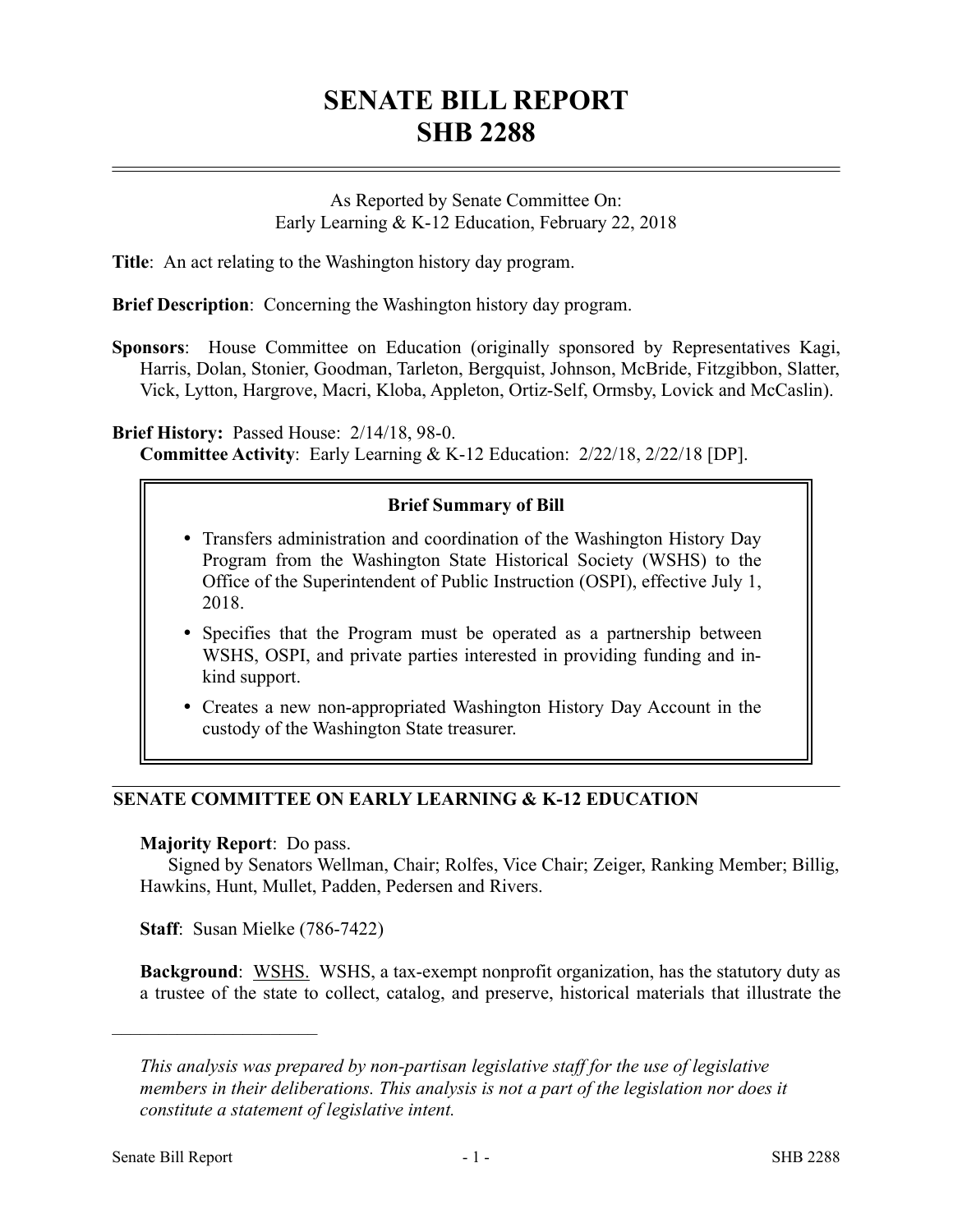# SENATE BILL REPORT
# SHB 2288

As Reported by Senate Committee On:
Early Learning & K-12 Education, February 22, 2018

**Title**: An act relating to the Washington history day program.

**Brief Description**: Concerning the Washington history day program.

**Sponsors**: House Committee on Education (originally sponsored by Representatives Kagi, Harris, Dolan, Stonier, Goodman, Tarleton, Bergquist, Johnson, McBride, Fitzgibbon, Slatter, Vick, Lytton, Hargrove, Macri, Kloba, Appleton, Ortiz-Self, Ormsby, Lovick and McCaslin).

**Brief History:** Passed House: 2/14/18, 98-0.
**Committee Activity**: Early Learning & K-12 Education: 2/22/18, 2/22/18 [DP].

**Brief Summary of Bill**

- Transfers administration and coordination of the Washington History Day Program from the Washington State Historical Society (WSHS) to the Office of the Superintendent of Public Instruction (OSPI), effective July 1, 2018.
- Specifies that the Program must be operated as a partnership between WSHS, OSPI, and private parties interested in providing funding and in-kind support.
- Creates a new non-appropriated Washington History Day Account in the custody of the Washington State treasurer.

## SENATE COMMITTEE ON EARLY LEARNING & K-12 EDUCATION

**Majority Report**: Do pass.
Signed by Senators Wellman, Chair; Rolfes, Vice Chair; Zeiger, Ranking Member; Billig, Hawkins, Hunt, Mullet, Padden, Pedersen and Rivers.

**Staff**: Susan Mielke (786-7422)

**Background**: WSHS. WSHS, a tax-exempt nonprofit organization, has the statutory duty as a trustee of the state to collect, catalog, and preserve, historical materials that illustrate the

---

*This analysis was prepared by non-partisan legislative staff for the use of legislative members in their deliberations. This analysis is not a part of the legislation nor does it constitute a statement of legislative intent.*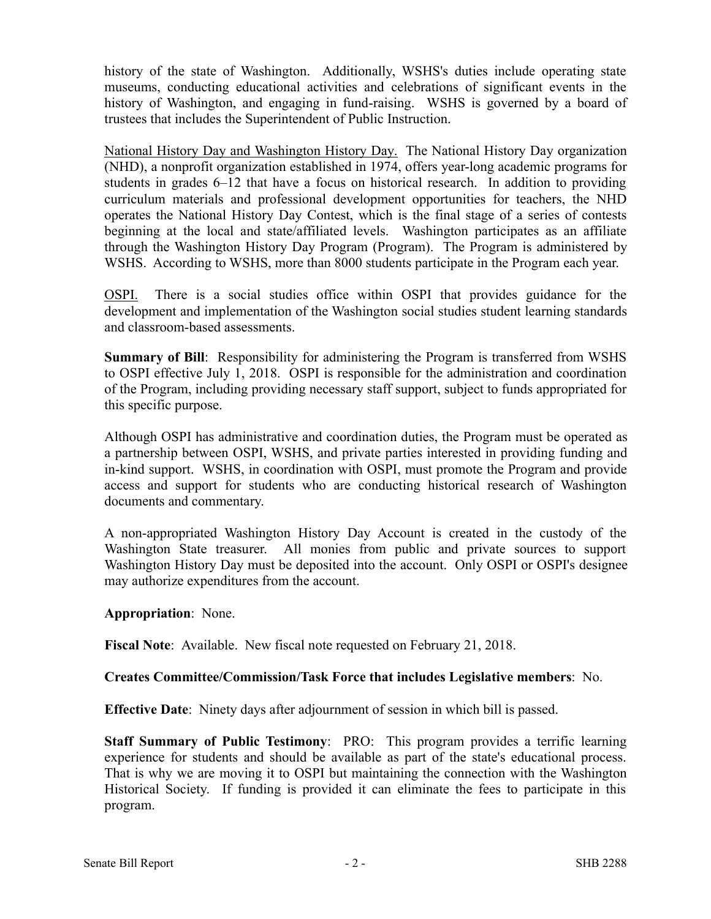history of the state of Washington. Additionally, WSHS's duties include operating state museums, conducting educational activities and celebrations of significant events in the history of Washington, and engaging in fund-raising. WSHS is governed by a board of trustees that includes the Superintendent of Public Instruction.

National History Day and Washington History Day. The National History Day organization (NHD), a nonprofit organization established in 1974, offers year-long academic programs for students in grades 6–12 that have a focus on historical research. In addition to providing curriculum materials and professional development opportunities for teachers, the NHD operates the National History Day Contest, which is the final stage of a series of contests beginning at the local and state/affiliated levels. Washington participates as an affiliate through the Washington History Day Program (Program). The Program is administered by WSHS. According to WSHS, more than 8000 students participate in the Program each year.

OSPI. There is a social studies office within OSPI that provides guidance for the development and implementation of the Washington social studies student learning standards and classroom-based assessments.

**Summary of Bill**: Responsibility for administering the Program is transferred from WSHS to OSPI effective July 1, 2018. OSPI is responsible for the administration and coordination of the Program, including providing necessary staff support, subject to funds appropriated for this specific purpose.

Although OSPI has administrative and coordination duties, the Program must be operated as a partnership between OSPI, WSHS, and private parties interested in providing funding and in-kind support. WSHS, in coordination with OSPI, must promote the Program and provide access and support for students who are conducting historical research of Washington documents and commentary.

A non-appropriated Washington History Day Account is created in the custody of the Washington State treasurer. All monies from public and private sources to support Washington History Day must be deposited into the account. Only OSPI or OSPI's designee may authorize expenditures from the account.

**Appropriation**: None.

**Fiscal Note**: Available. New fiscal note requested on February 21, 2018.

**Creates Committee/Commission/Task Force that includes Legislative members**: No.

**Effective Date**: Ninety days after adjournment of session in which bill is passed.

**Staff Summary of Public Testimony**: PRO: This program provides a terrific learning experience for students and should be available as part of the state's educational process. That is why we are moving it to OSPI but maintaining the connection with the Washington Historical Society. If funding is provided it can eliminate the fees to participate in this program.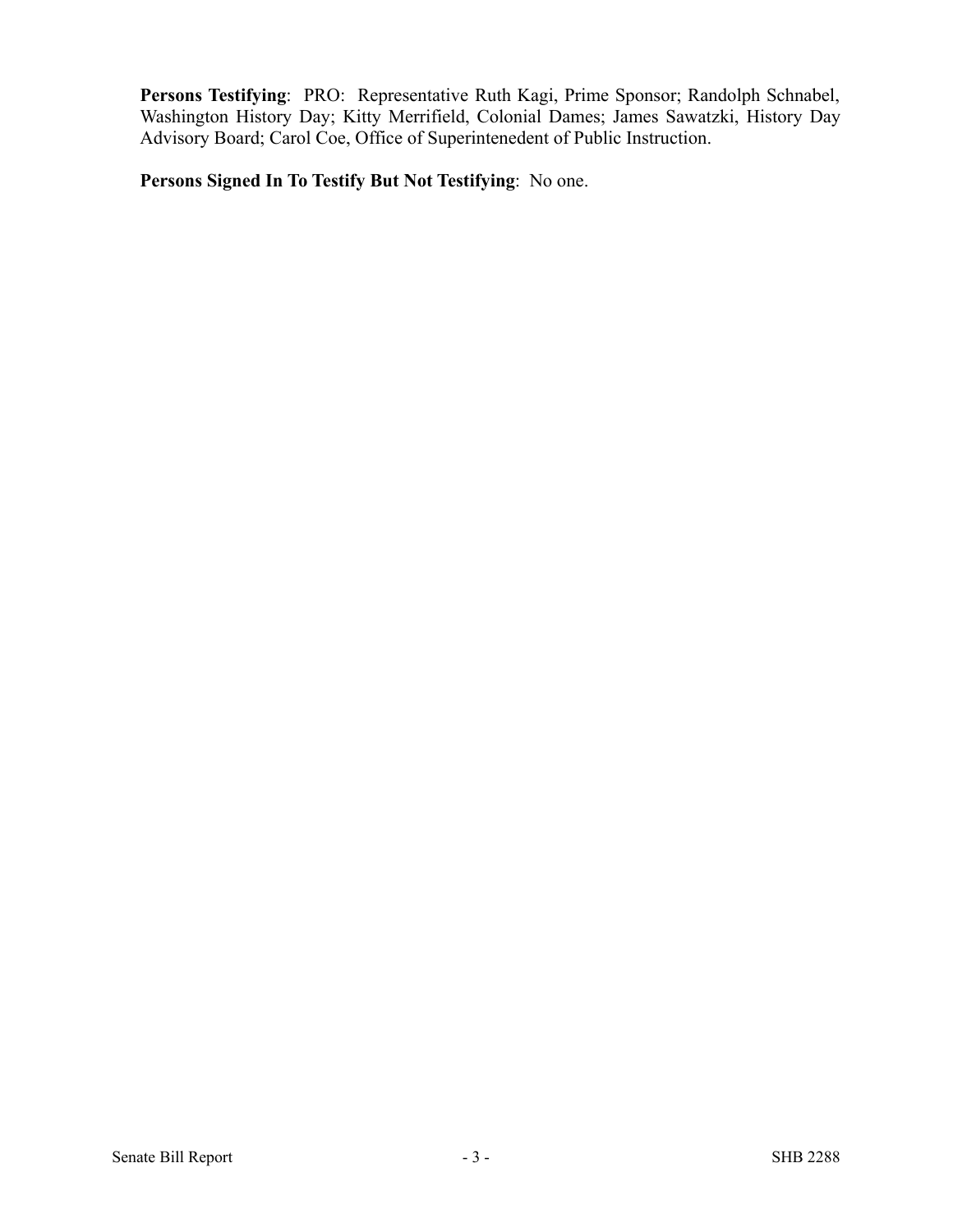**Persons Testifying**: PRO: Representative Ruth Kagi, Prime Sponsor; Randolph Schnabel, Washington History Day; Kitty Merrifield, Colonial Dames; James Sawatzki, History Day Advisory Board; Carol Coe, Office of Superintenedent of Public Instruction.

**Persons Signed In To Testify But Not Testifying**: No one.